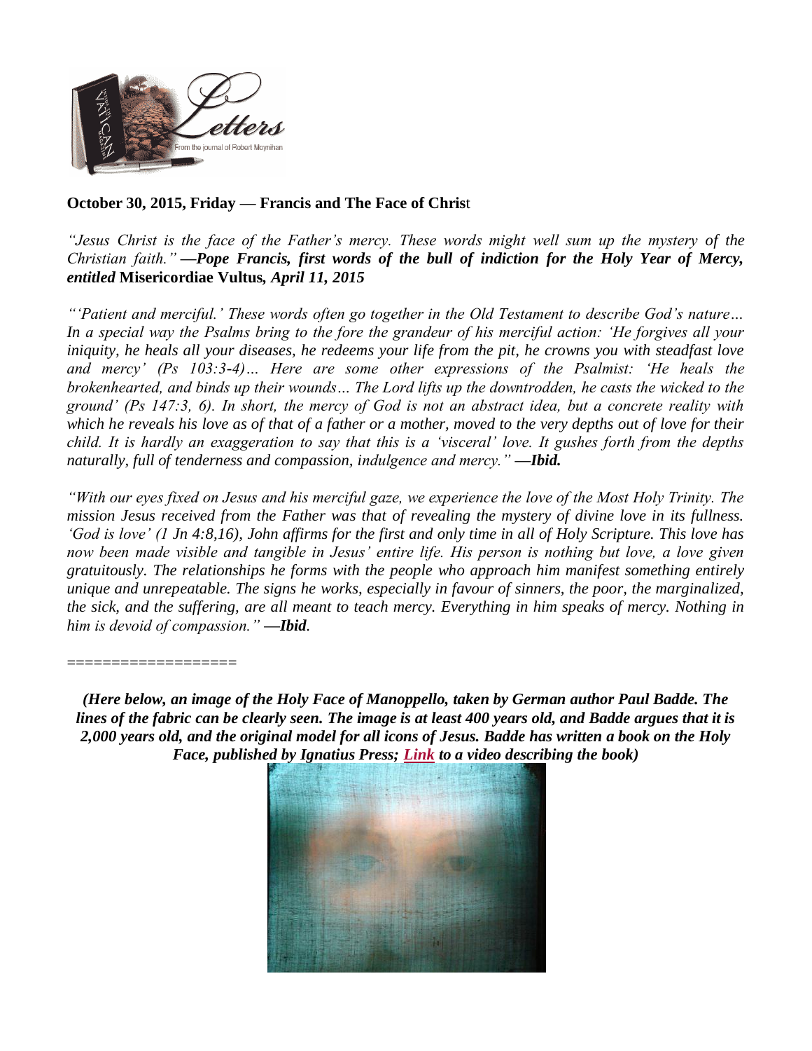**October 30, 2015, Friday — Francis and The Face of Christ**

*"Jesus Christ is the face of the Father's mercy. These words might well sum up the mystery of the Christian faith."* ***—Pope Francis, first words of the bull of indiction for the Holy Year of Mercy, entitled*** **Misericordiae Vultus*****, April 11, 2015***

*"'Patient and merciful.' These words often go together in the Old Testament to describe God's nature… In a special way the Psalms bring to the fore the grandeur of his merciful action: 'He forgives all your iniquity, he heals all your diseases, he redeems your life from the pit, he crowns you with steadfast love and mercy' (Ps 103:3-4)… Here are some other expressions of the Psalmist: 'He heals the brokenhearted, and binds up their wounds… The Lord lifts up the downtrodden, he casts the wicked to the ground' (Ps 147:3, 6). In short, the mercy of God is not an abstract idea, but a concrete reality with which he reveals his love as of that of a father or a mother, moved to the very depths out of love for their child. It is hardly an exaggeration to say that this is a 'visceral' love. It gushes forth from the depths naturally, full of tenderness and compassion, indulgence and mercy."* ***—Ibid.***

*"With our eyes fixed on Jesus and his merciful gaze, we experience the love of the Most Holy Trinity. The mission Jesus received from the Father was that of revealing the mystery of divine love in its fullness. 'God is love' (1 Jn 4:8,16), John affirms for the first and only time in all of Holy Scripture. This love has now been made visible and tangible in Jesus' entire life. His person is nothing but love, a love given gratuitously. The relationships he forms with the people who approach him manifest something entirely unique and unrepeatable. The signs he works, especially in favour of sinners, the poor, the marginalized, the sick, and the suffering, are all meant to teach mercy. Everything in him speaks of mercy. Nothing in him is devoid of compassion."* ***—Ibid.***

==================

***(Here below, an image of the Holy Face of Manoppello, taken by German author Paul Badde. The lines of the fabric can be clearly seen. The image is at least 400 years old, and Badde argues that it is 2,000 years old, and the original model for all icons of Jesus. Badde has written a book on the Holy Face, published by Ignatius Press; Link to a video describing the book)***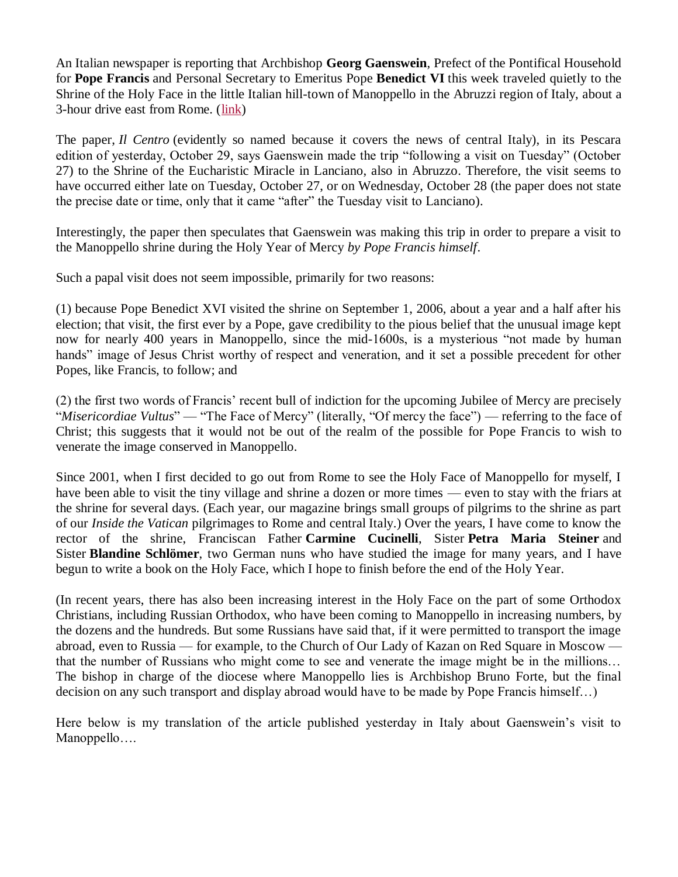An Italian newspaper is reporting that Archbishop **Georg Gaenswein**, Prefect of the Pontifical Household for **Pope Francis** and Personal Secretary to Emeritus Pope **Benedict VI** this week traveled quietly to the Shrine of the Holy Face in the little Italian hill-town of Manoppello in the Abruzzi region of Italy, about a 3-hour drive east from Rome. (link)

The paper, *Il Centro* (evidently so named because it covers the news of central Italy), in its Pescara edition of yesterday, October 29, says Gaenswein made the trip "following a visit on Tuesday" (October 27) to the Shrine of the Eucharistic Miracle in Lanciano, also in Abruzzo. Therefore, the visit seems to have occurred either late on Tuesday, October 27, or on Wednesday, October 28 (the paper does not state the precise date or time, only that it came "after" the Tuesday visit to Lanciano).

Interestingly, the paper then speculates that Gaenswein was making this trip in order to prepare a visit to the Manoppello shrine during the Holy Year of Mercy *by Pope Francis himself*.

Such a papal visit does not seem impossible, primarily for two reasons:

(1) because Pope Benedict XVI visited the shrine on September 1, 2006, about a year and a half after his election; that visit, the first ever by a Pope, gave credibility to the pious belief that the unusual image kept now for nearly 400 years in Manoppello, since the mid-1600s, is a mysterious "not made by human hands" image of Jesus Christ worthy of respect and veneration, and it set a possible precedent for other Popes, like Francis, to follow; and

(2) the first two words of Francis' recent bull of indiction for the upcoming Jubilee of Mercy are precisely "*Misericordiae Vultus*" — "The Face of Mercy" (literally, "Of mercy the face") — referring to the face of Christ; this suggests that it would not be out of the realm of the possible for Pope Francis to wish to venerate the image conserved in Manoppello.

Since 2001, when I first decided to go out from Rome to see the Holy Face of Manoppello for myself, I have been able to visit the tiny village and shrine a dozen or more times — even to stay with the friars at the shrine for several days. (Each year, our magazine brings small groups of pilgrims to the shrine as part of our *Inside the Vatican* pilgrimages to Rome and central Italy.) Over the years, I have come to know the rector of the shrine, Franciscan Father **Carmine Cucinelli**, Sister **Petra Maria Steiner** and Sister **Blandine Schlömer**, two German nuns who have studied the image for many years, and I have begun to write a book on the Holy Face, which I hope to finish before the end of the Holy Year.

(In recent years, there has also been increasing interest in the Holy Face on the part of some Orthodox Christians, including Russian Orthodox, who have been coming to Manoppello in increasing numbers, by the dozens and the hundreds. But some Russians have said that, if it were permitted to transport the image abroad, even to Russia — for example, to the Church of Our Lady of Kazan on Red Square in Moscow — that the number of Russians who might come to see and venerate the image might be in the millions… The bishop in charge of the diocese where Manoppello lies is Archbishop Bruno Forte, but the final decision on any such transport and display abroad would have to be made by Pope Francis himself…)

Here below is my translation of the article published yesterday in Italy about Gaenswein's visit to Manoppello….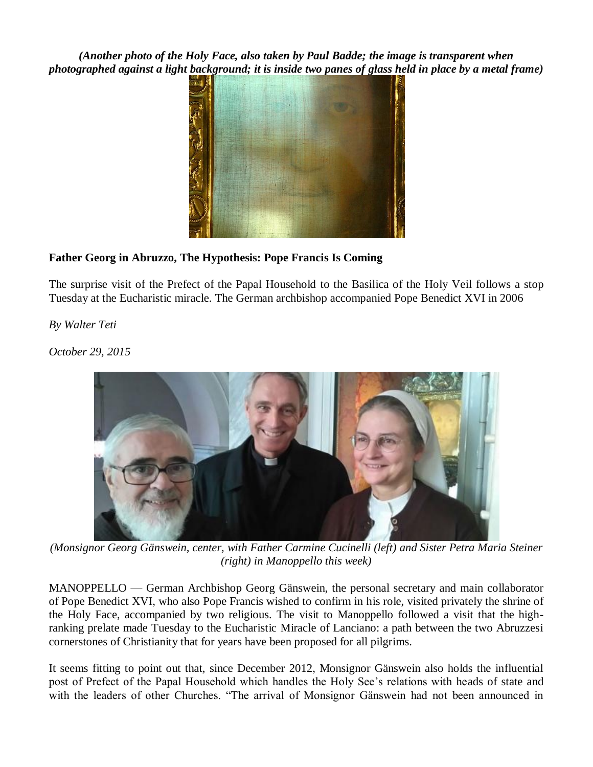***(Another photo of the Holy Face, also taken by Paul Badde; the image is transparent when photographed against a light background; it is inside two panes of glass held in place by a metal frame)***

**Father Georg in Abruzzo, The Hypothesis: Pope Francis Is Coming**

The surprise visit of the Prefect of the Papal Household to the Basilica of the Holy Veil follows a stop Tuesday at the Eucharistic miracle. The German archbishop accompanied Pope Benedict XVI in 2006

*By Walter Teti*

*October 29, 2015*

*(Monsignor Georg Gänswein, center, with Father Carmine Cucinelli (left) and Sister Petra Maria Steiner (right) in Manoppello this week)*

MANOPPELLO — German Archbishop Georg Gänswein, the personal secretary and main collaborator of Pope Benedict XVI, who also Pope Francis wished to confirm in his role, visited privately the shrine of the Holy Face, accompanied by two religious. The visit to Manoppello followed a visit that the high-ranking prelate made Tuesday to the Eucharistic Miracle of Lanciano: a path between the two Abruzzesi cornerstones of Christianity that for years have been proposed for all pilgrims.

It seems fitting to point out that, since December 2012, Monsignor Gänswein also holds the influential post of Prefect of the Papal Household which handles the Holy See's relations with heads of state and with the leaders of other Churches. "The arrival of Monsignor Gänswein had not been announced in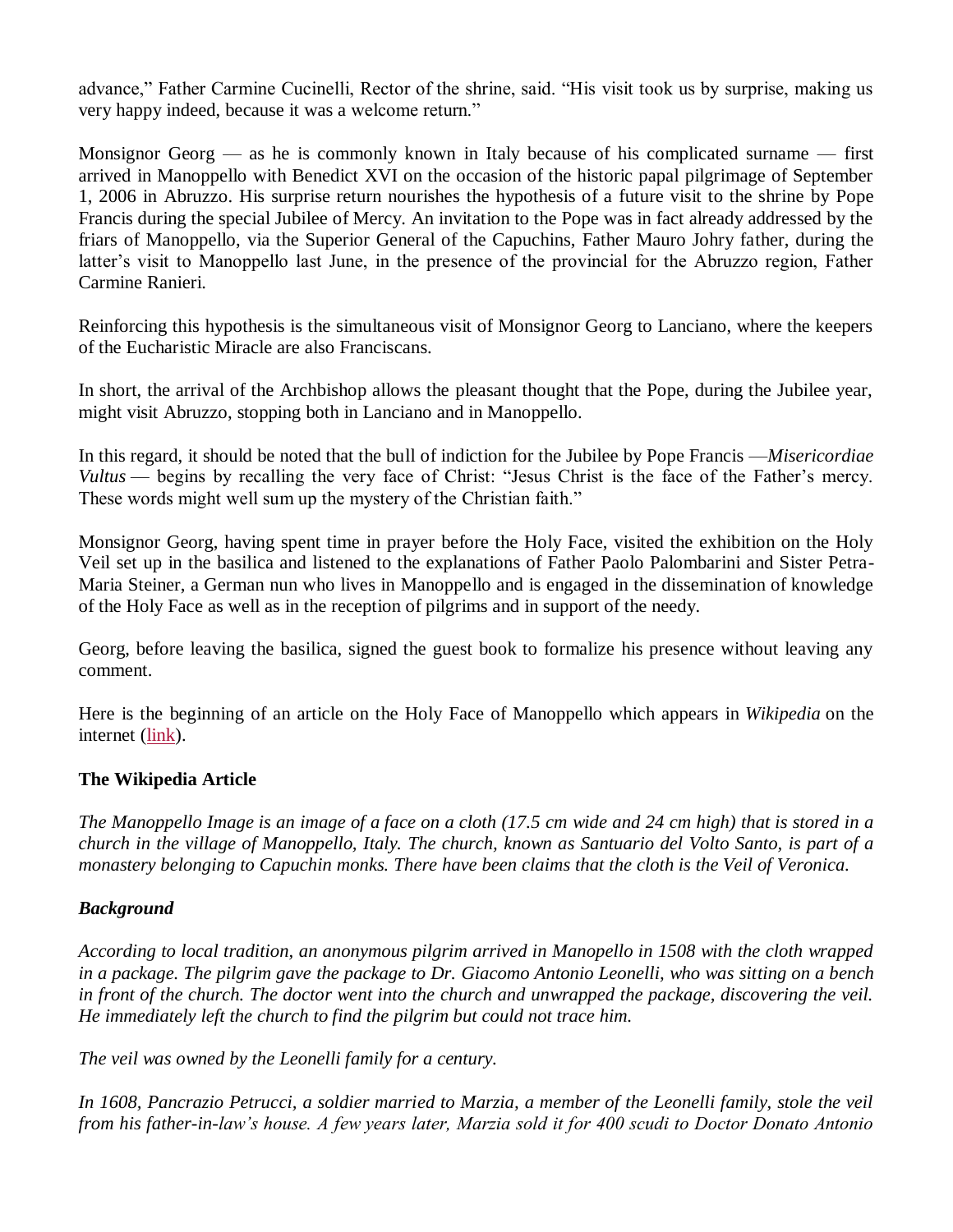advance," Father Carmine Cucinelli, Rector of the shrine, said. "His visit took us by surprise, making us very happy indeed, because it was a welcome return."

Monsignor Georg — as he is commonly known in Italy because of his complicated surname — first arrived in Manoppello with Benedict XVI on the occasion of the historic papal pilgrimage of September 1, 2006 in Abruzzo. His surprise return nourishes the hypothesis of a future visit to the shrine by Pope Francis during the special Jubilee of Mercy. An invitation to the Pope was in fact already addressed by the friars of Manoppello, via the Superior General of the Capuchins, Father Mauro Johry father, during the latter's visit to Manoppello last June, in the presence of the provincial for the Abruzzo region, Father Carmine Ranieri.

Reinforcing this hypothesis is the simultaneous visit of Monsignor Georg to Lanciano, where the keepers of the Eucharistic Miracle are also Franciscans.

In short, the arrival of the Archbishop allows the pleasant thought that the Pope, during the Jubilee year, might visit Abruzzo, stopping both in Lanciano and in Manoppello.

In this regard, it should be noted that the bull of indiction for the Jubilee by Pope Francis —*Misericordiae Vultus* — begins by recalling the very face of Christ: "Jesus Christ is the face of the Father's mercy. These words might well sum up the mystery of the Christian faith."

Monsignor Georg, having spent time in prayer before the Holy Face, visited the exhibition on the Holy Veil set up in the basilica and listened to the explanations of Father Paolo Palombarini and Sister Petra-Maria Steiner, a German nun who lives in Manoppello and is engaged in the dissemination of knowledge of the Holy Face as well as in the reception of pilgrims and in support of the needy.

Georg, before leaving the basilica, signed the guest book to formalize his presence without leaving any comment.

Here is the beginning of an article on the Holy Face of Manoppello which appears in *Wikipedia* on the internet (link).

**The Wikipedia Article**

*The Manoppello Image is an image of a face on a cloth (17.5 cm wide and 24 cm high) that is stored in a church in the village of Manoppello, Italy. The church, known as Santuario del Volto Santo, is part of a monastery belonging to Capuchin monks. There have been claims that the cloth is the Veil of Veronica.*

***Background***

*According to local tradition, an anonymous pilgrim arrived in Manopello in 1508 with the cloth wrapped in a package. The pilgrim gave the package to Dr. Giacomo Antonio Leonelli, who was sitting on a bench in front of the church. The doctor went into the church and unwrapped the package, discovering the veil. He immediately left the church to find the pilgrim but could not trace him.*

*The veil was owned by the Leonelli family for a century.*

*In 1608, Pancrazio Petrucci, a soldier married to Marzia, a member of the Leonelli family, stole the veil from his father-in-law's house. A few years later, Marzia sold it for 400 scudi to Doctor Donato Antonio*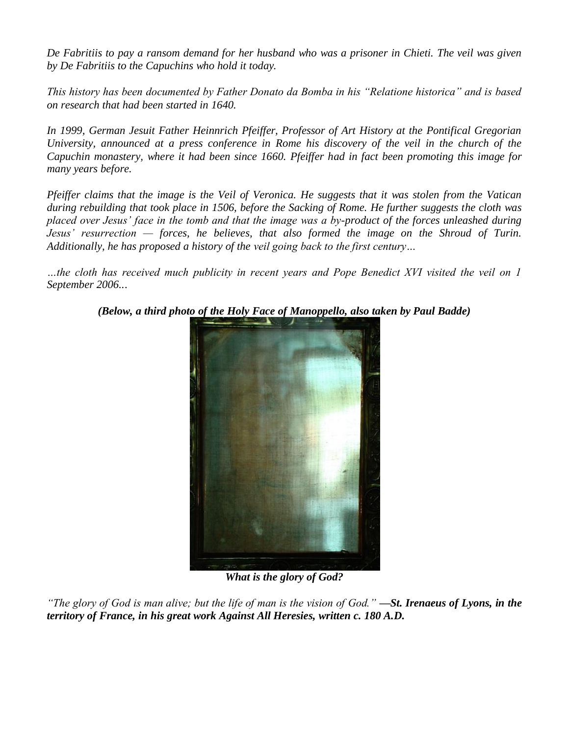*De Fabritiis to pay a ransom demand for her husband who was a prisoner in Chieti. The veil was given by De Fabritiis to the Capuchins who hold it today.*

*This history has been documented by Father Donato da Bomba in his "Relatione historica" and is based on research that had been started in 1640.*

*In 1999, German Jesuit Father Heinnrich Pfeiffer, Professor of Art History at the Pontifical Gregorian University, announced at a press conference in Rome his discovery of the veil in the church of the Capuchin monastery, where it had been since 1660. Pfeiffer had in fact been promoting this image for many years before.*

*Pfeiffer claims that the image is the Veil of Veronica. He suggests that it was stolen from the Vatican during rebuilding that took place in 1506, before the Sacking of Rome. He further suggests the cloth was placed over Jesus' face in the tomb and that the image was a by-product of the forces unleashed during Jesus' resurrection — forces, he believes, that also formed the image on the Shroud of Turin. Additionally, he has proposed a history of the veil going back to the first century…*

*…the cloth has received much publicity in recent years and Pope Benedict XVI visited the veil on 1 September 2006...*

***(Below, a third photo of the Holy Face of Manoppello, also taken by Paul Badde)***

***What is the glory of God?***

*"The glory of God is man alive; but the life of man is the vision of God."* ***—St. Irenaeus of Lyons, in the territory of France, in his great work Against All Heresies, written c. 180 A.D.***